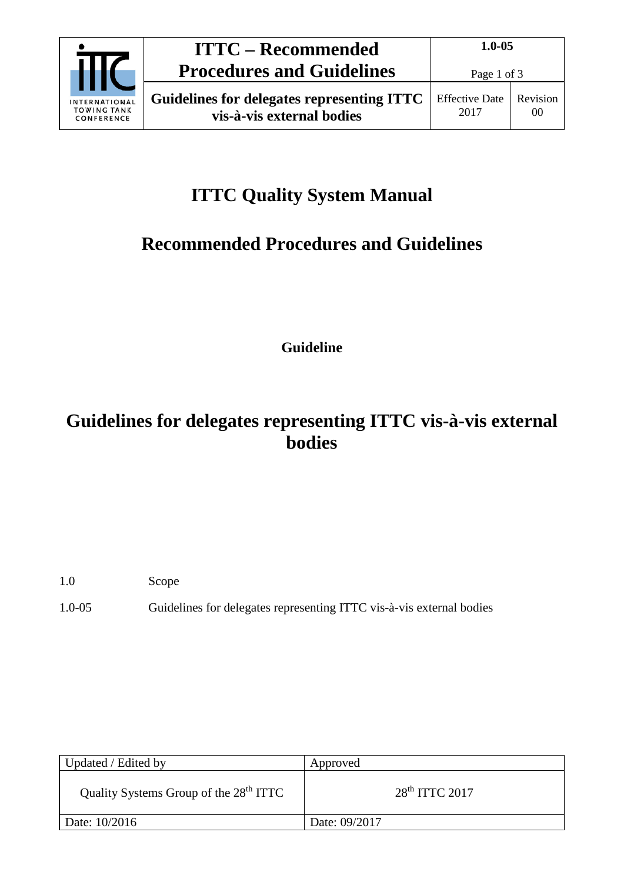# ITTC Quality System Manual

## Recommended Procedures and Guidelines

**Guideline**

# Guidelines for delegates representing ITTC vis-à-vis external bodies

1.0 Scope

1.0-05 Guidelines for delegates representing ITTC vis-à-vis external bodies

| Updated / Edited by | Approved |
| --- | --- |
| Quality Systems Group of the 28th ITTC | 28th ITTC 2017 |
| Date: 10/2016 | Date: 09/2017 |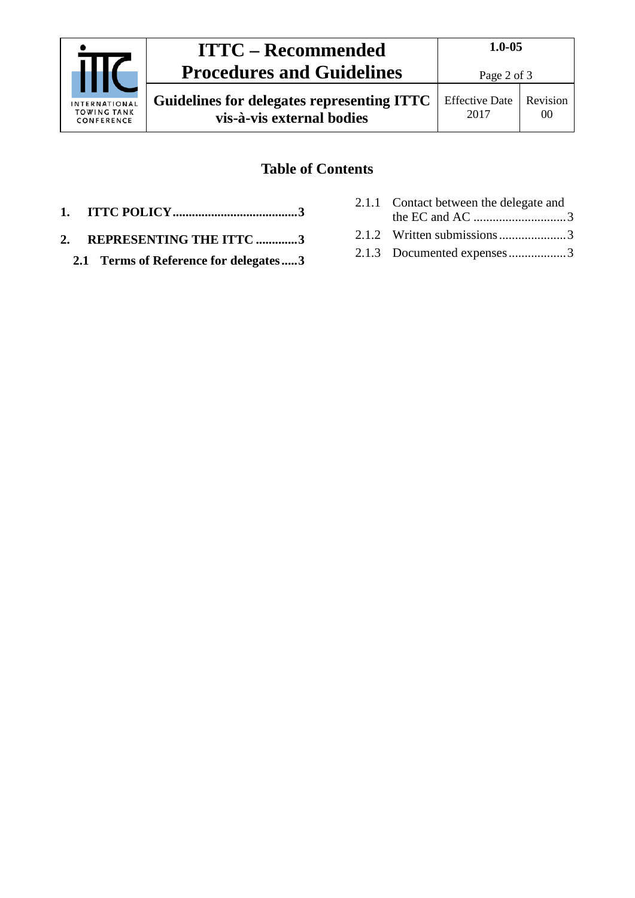## Table of Contents

**1. ITTC POLICY.......................................3**

**2. REPRESENTING THE ITTC .............3**

**2.1 Terms of Reference for delegates.....3**

2.1.1 Contact between the delegate and the EC and AC .............................3

2.1.2 Written submissions.....................3

2.1.3 Documented expenses..................3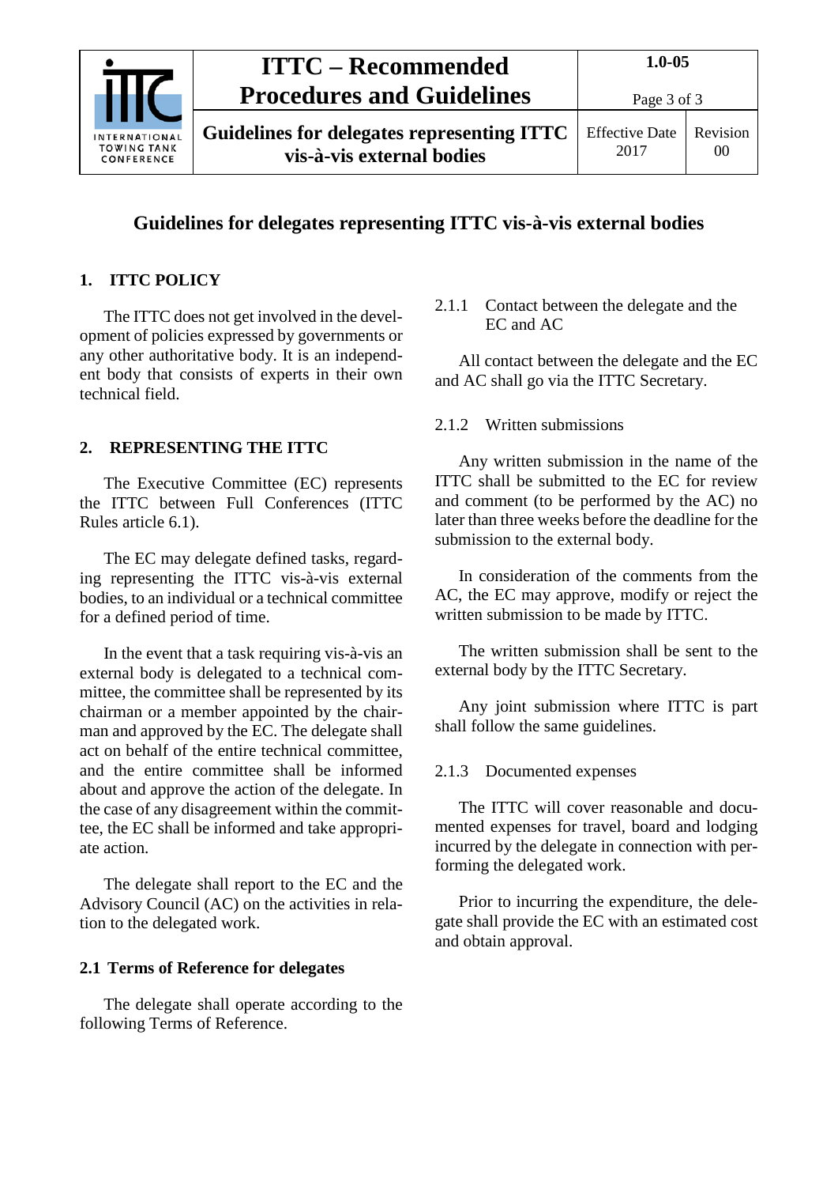# Guidelines for delegates representing ITTC vis-à-vis external bodies

## 1. ITTC POLICY

The ITTC does not get involved in the development of policies expressed by governments or any other authoritative body. It is an independent body that consists of experts in their own technical field.

## 2. REPRESENTING THE ITTC

The Executive Committee (EC) represents the ITTC between Full Conferences (ITTC Rules article 6.1).

The EC may delegate defined tasks, regarding representing the ITTC vis-à-vis external bodies, to an individual or a technical committee for a defined period of time.

In the event that a task requiring vis-à-vis an external body is delegated to a technical committee, the committee shall be represented by its chairman or a member appointed by the chairman and approved by the EC. The delegate shall act on behalf of the entire technical committee, and the entire committee shall be informed about and approve the action of the delegate. In the case of any disagreement within the committee, the EC shall be informed and take appropriate action.

The delegate shall report to the EC and the Advisory Council (AC) on the activities in relation to the delegated work.

### 2.1 Terms of Reference for delegates

The delegate shall operate according to the following Terms of Reference.

#### 2.1.1 Contact between the delegate and the EC and AC

All contact between the delegate and the EC and AC shall go via the ITTC Secretary.

#### 2.1.2 Written submissions

Any written submission in the name of the ITTC shall be submitted to the EC for review and comment (to be performed by the AC) no later than three weeks before the deadline for the submission to the external body.

In consideration of the comments from the AC, the EC may approve, modify or reject the written submission to be made by ITTC.

The written submission shall be sent to the external body by the ITTC Secretary.

Any joint submission where ITTC is part shall follow the same guidelines.

#### 2.1.3 Documented expenses

The ITTC will cover reasonable and documented expenses for travel, board and lodging incurred by the delegate in connection with performing the delegated work.

Prior to incurring the expenditure, the delegate shall provide the EC with an estimated cost and obtain approval.